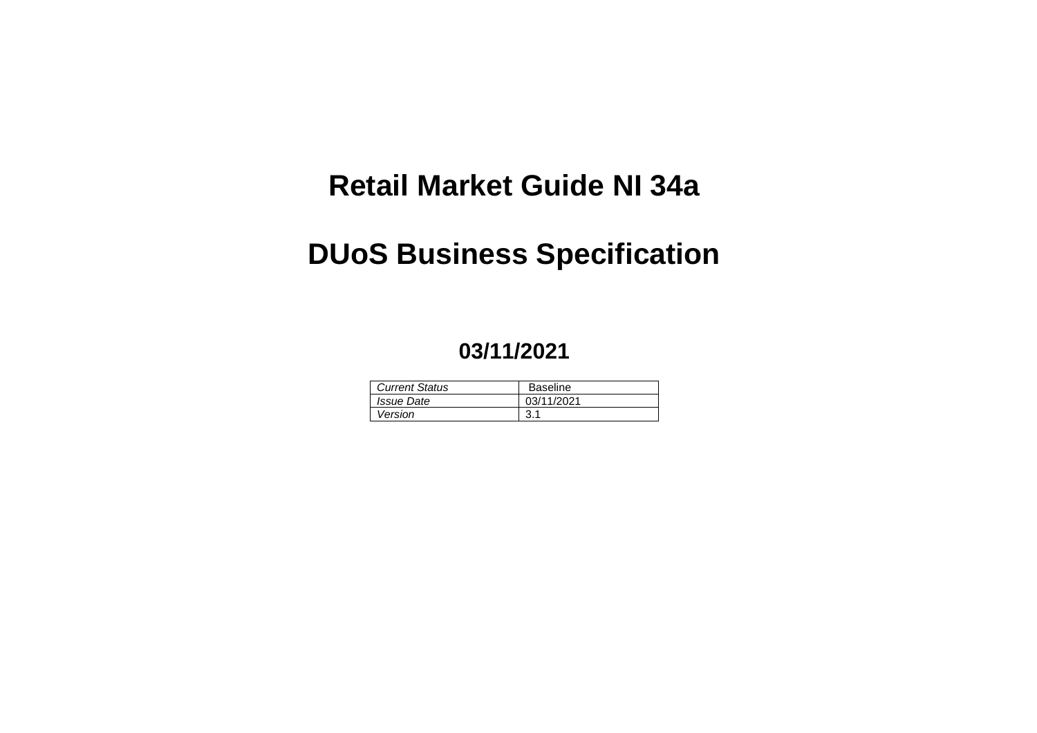# Retail Market Guide NI 34a

# DUoS Business Specification

**03/11/2021**

| *Current Status* | Baseline |
| --- | --- |
| *Issue Date* | 03/11/2021 |
| *Version* | 3.1 |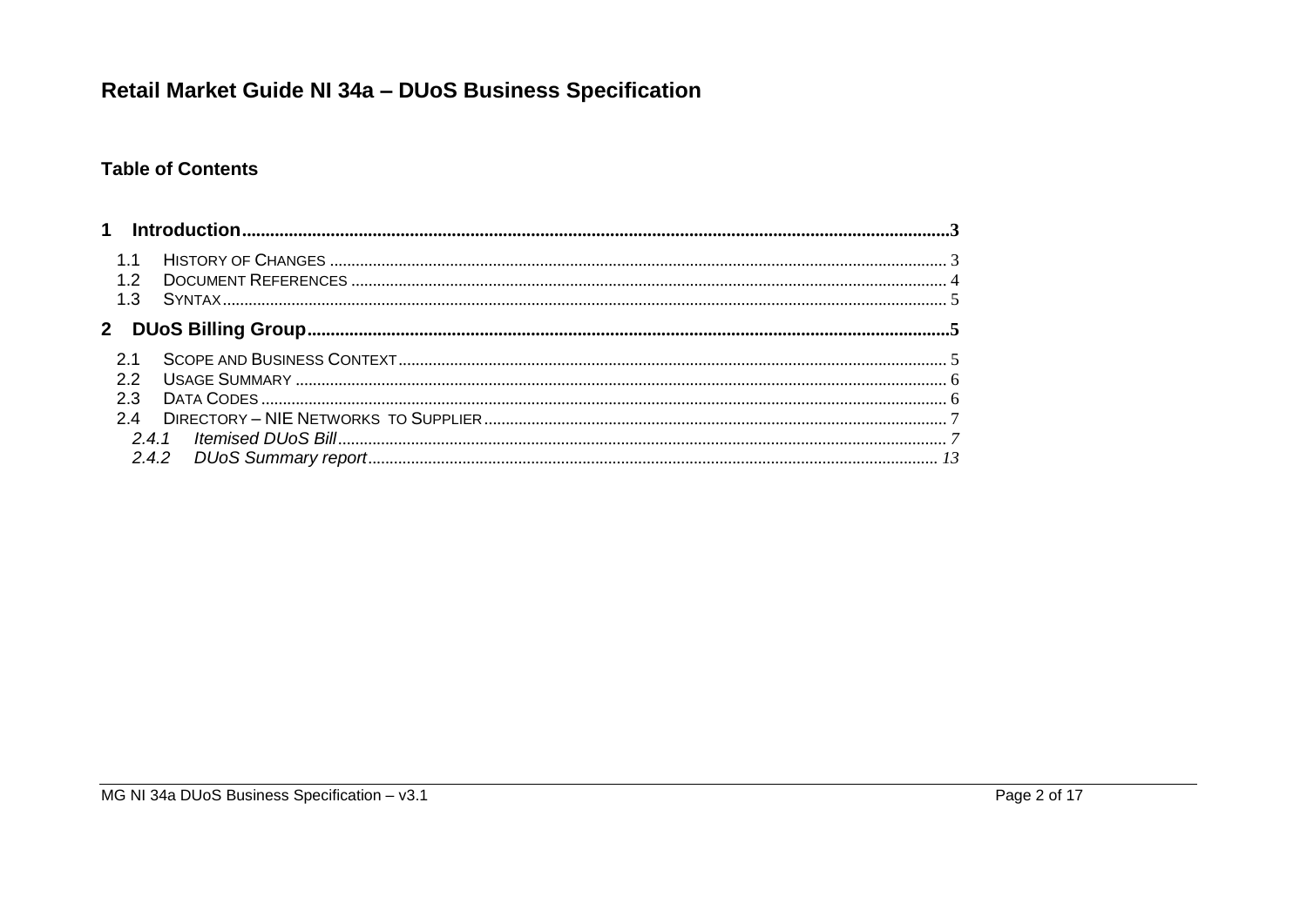# Retail Market Guide NI 34a – DUoS Business Specification

## Table of Contents

**1 Introduction ..... 3**

- 1.1 History of Changes ..... 3
- 1.2 Document References ..... 4
- 1.3 Syntax ..... 5

**2 DUoS Billing Group ..... 5**

- 2.1 Scope and Business Context ..... 5
- 2.2 Usage Summary ..... 6
- 2.3 Data Codes ..... 6
- 2.4 Directory – NIE Networks to Supplier ..... 7
  - *2.4.1 Itemised DUoS Bill ..... 7*
  - *2.4.2 DUoS Summary report ..... 13*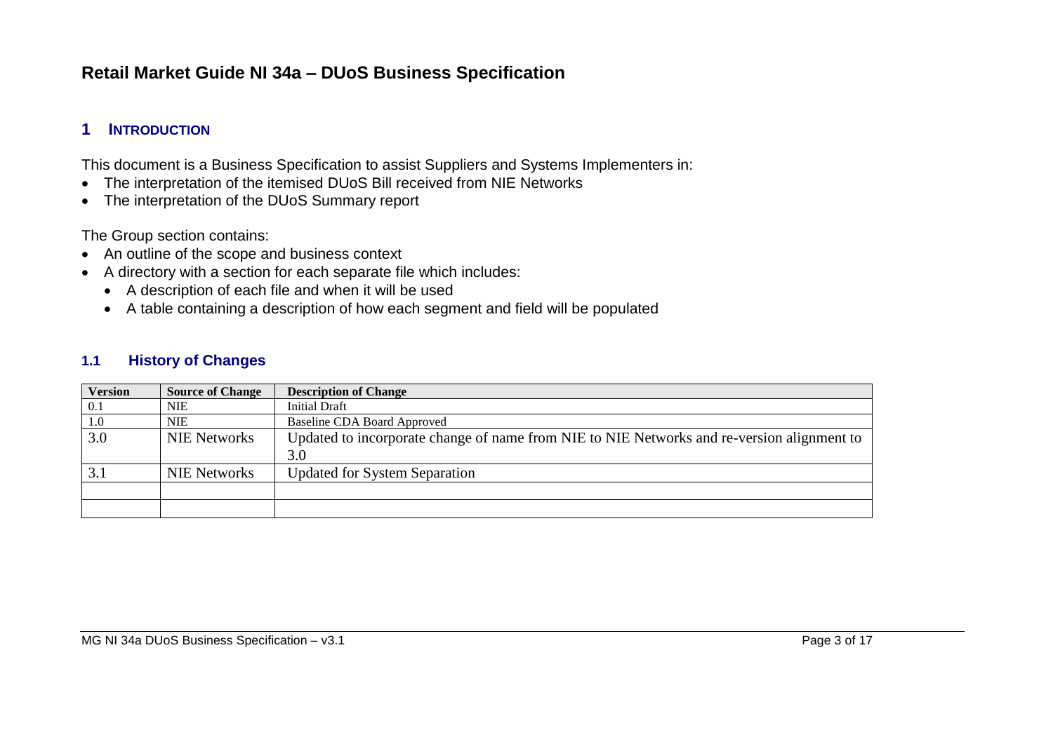# Retail Market Guide NI 34a – DUoS Business Specification

## 1 INTRODUCTION

This document is a Business Specification to assist Suppliers and Systems Implementers in:

- The interpretation of the itemised DUoS Bill received from NIE Networks
- The interpretation of the DUoS Summary report

The Group section contains:

- An outline of the scope and business context
- A directory with a section for each separate file which includes:
  - A description of each file and when it will be used
  - A table containing a description of how each segment and field will be populated

### 1.1 History of Changes

| Version | Source of Change | Description of Change |
|---|---|---|
| 0.1 | NIE | Initial Draft |
| 1.0 | NIE | Baseline CDA Board Approved |
| 3.0 | NIE Networks | Updated to incorporate change of name from NIE to NIE Networks and re-version alignment to 3.0 |
| 3.1 | NIE Networks | Updated for System Separation |
| | | |
| | | |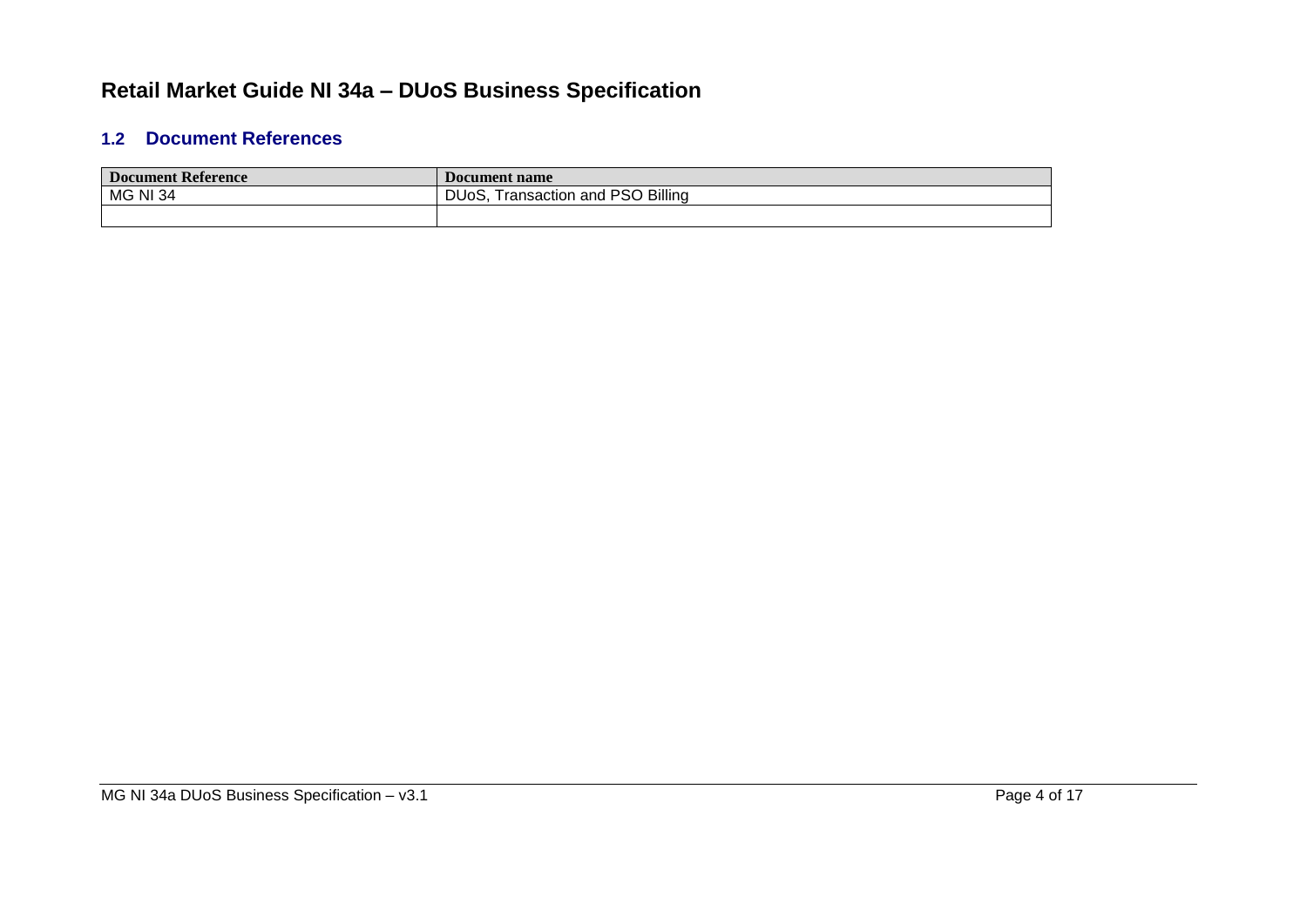# Retail Market Guide NI 34a – DUoS Business Specification

## 1.2 Document References

| Document Reference | Document name |
|---|---|
| MG NI 34 | DUoS, Transaction and PSO Billing |
| | |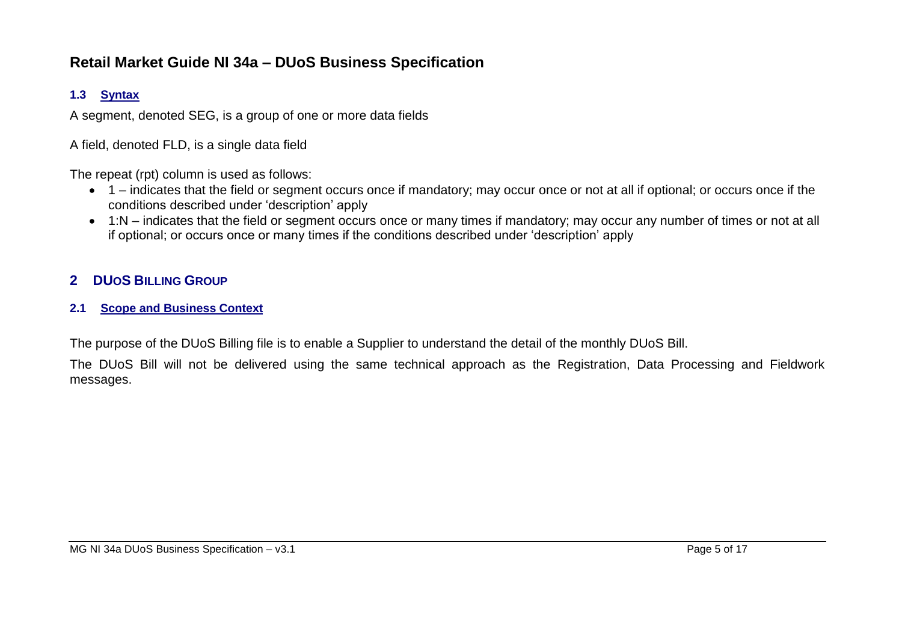### 1.3 Syntax

A segment, denoted SEG, is a group of one or more data fields

A field, denoted FLD, is a single data field

The repeat (rpt) column is used as follows:

- 1 – indicates that the field or segment occurs once if mandatory; may occur once or not at all if optional; or occurs once if the conditions described under 'description' apply
- 1:N – indicates that the field or segment occurs once or many times if mandatory; may occur any number of times or not at all if optional; or occurs once or many times if the conditions described under 'description' apply

## 2 DUoS Billing Group

### 2.1 Scope and Business Context

The purpose of the DUoS Billing file is to enable a Supplier to understand the detail of the monthly DUoS Bill.

The DUoS Bill will not be delivered using the same technical approach as the Registration, Data Processing and Fieldwork messages.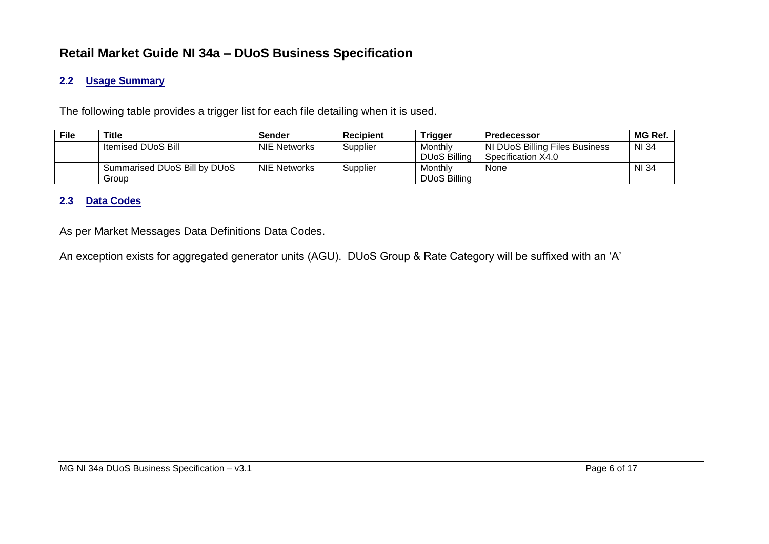# Retail Market Guide NI 34a – DUoS Business Specification

### 2.2 Usage Summary

The following table provides a trigger list for each file detailing when it is used.

| File | Title | Sender | Recipient | Trigger | Predecessor | MG Ref. |
|---|---|---|---|---|---|---|
| | Itemised DUoS Bill | NIE Networks | Supplier | Monthly DUoS Billing | NI DUoS Billing Files Business Specification X4.0 | NI 34 |
| | Summarised DUoS Bill by DUoS Group | NIE Networks | Supplier | Monthly DUoS Billing | None | NI 34 |

### 2.3 Data Codes

As per Market Messages Data Definitions Data Codes.

An exception exists for aggregated generator units (AGU). DUoS Group & Rate Category will be suffixed with an 'A'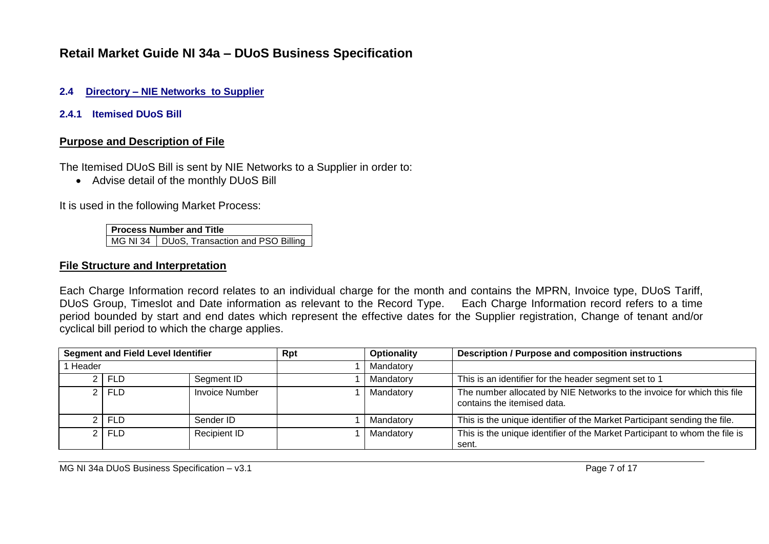# Retail Market Guide NI 34a – DUoS Business Specification

### 2.4 Directory – NIE Networks to Supplier

#### 2.4.1 Itemised DUoS Bill

**Purpose and Description of File**

The Itemised DUoS Bill is sent by NIE Networks to a Supplier in order to:

- Advise detail of the monthly DUoS Bill

It is used in the following Market Process:

| Process Number and Title | |
|---|---|
| MG NI 34 | DUoS, Transaction and PSO Billing |

**File Structure and Interpretation**

Each Charge Information record relates to an individual charge for the month and contains the MPRN, Invoice type, DUoS Tariff, DUoS Group, Timeslot and Date information as relevant to the Record Type. Each Charge Information record refers to a time period bounded by start and end dates which represent the effective dates for the Supplier registration, Change of tenant and/or cyclical bill period to which the charge applies.

| Segment and Field Level Identifier | | | Rpt | Optionality | Description / Purpose and composition instructions |
|---|---|---|---|---|---|
| 1 Header | | | 1 | Mandatory | |
| 2 | FLD | Segment ID | 1 | Mandatory | This is an identifier for the header segment set to 1 |
| 2 | FLD | Invoice Number | 1 | Mandatory | The number allocated by NIE Networks to the invoice for which this file contains the itemised data. |
| 2 | FLD | Sender ID | 1 | Mandatory | This is the unique identifier of the Market Participant sending the file. |
| 2 | FLD | Recipient ID | 1 | Mandatory | This is the unique identifier of the Market Participant to whom the file is sent. |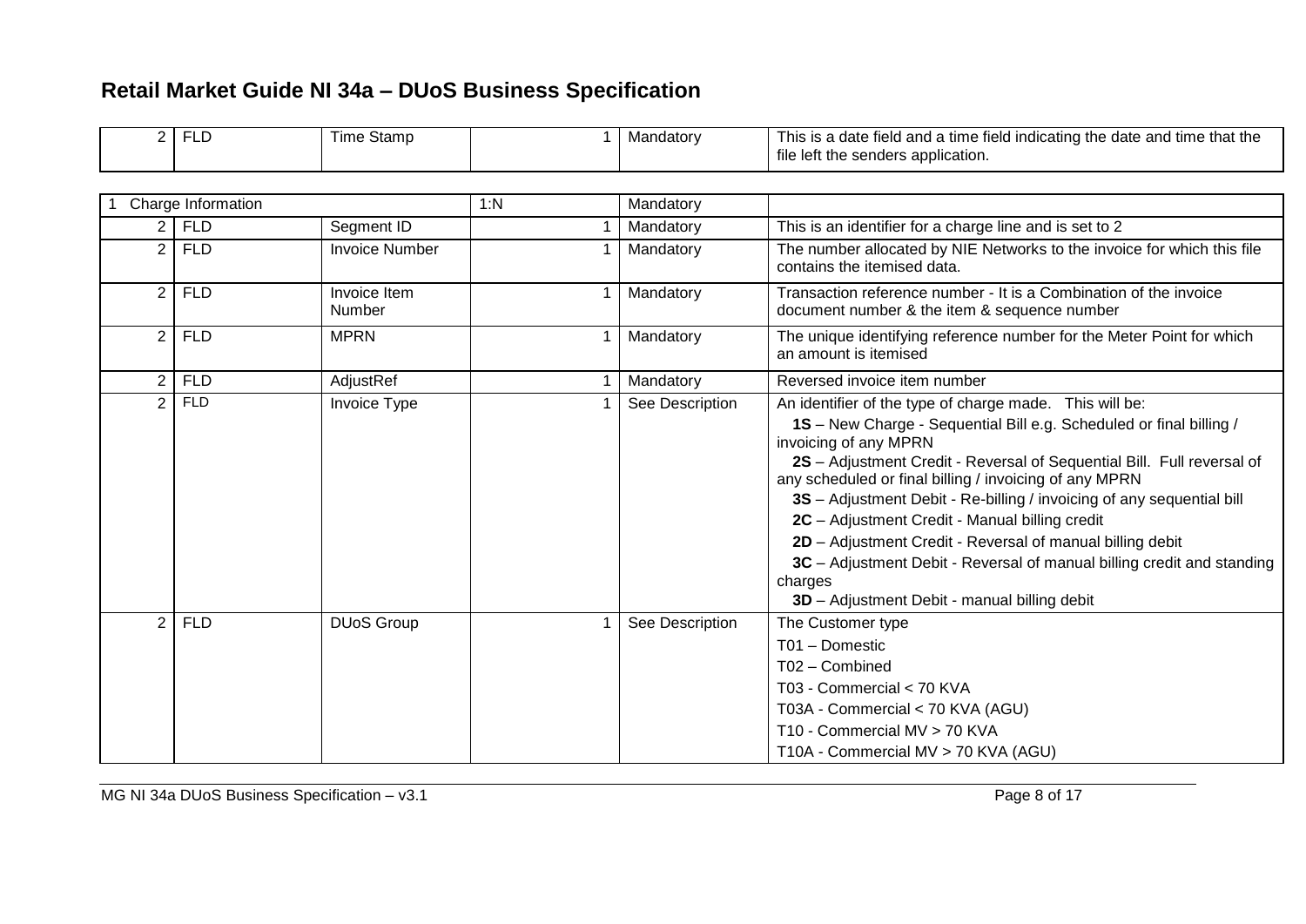| | | | | | |
|---|---|---|---|---|---|
| 2 | FLD | Time Stamp | 1 | Mandatory | This is a date field and a time field indicating the date and time that the file left the senders application. |

| | | | | | |
|---|---|---|---|---|---|
| 1 | Charge Information | | 1:N | Mandatory | |
| 2 | FLD | Segment ID | 1 | Mandatory | This is an identifier for a charge line and is set to 2 |
| 2 | FLD | Invoice Number | 1 | Mandatory | The number allocated by NIE Networks to the invoice for which this file contains the itemised data. |
| 2 | FLD | Invoice Item Number | 1 | Mandatory | Transaction reference number - It is a Combination of the invoice document number & the item & sequence number |
| 2 | FLD | MPRN | 1 | Mandatory | The unique identifying reference number for the Meter Point for which an amount is itemised |
| 2 | FLD | AdjustRef | 1 | Mandatory | Reversed invoice item number |
| 2 | FLD | Invoice Type | 1 | See Description | An identifier of the type of charge made. This will be:<br>**1S** – New Charge - Sequential Bill e.g. Scheduled or final billing / invoicing of any MPRN<br>**2S** – Adjustment Credit - Reversal of Sequential Bill. Full reversal of any scheduled or final billing / invoicing of any MPRN<br>**3S** – Adjustment Debit - Re-billing / invoicing of any sequential bill<br>**2C** – Adjustment Credit - Manual billing credit<br>**2D** – Adjustment Credit - Reversal of manual billing debit<br>**3C** – Adjustment Debit - Reversal of manual billing credit and standing charges<br>**3D** – Adjustment Debit - manual billing debit |
| 2 | FLD | DUoS Group | 1 | See Description | The Customer type<br>T01 – Domestic<br>T02 – Combined<br>T03 - Commercial < 70 KVA<br>T03A - Commercial < 70 KVA (AGU)<br>T10 - Commercial MV > 70 KVA<br>T10A - Commercial MV > 70 KVA (AGU) |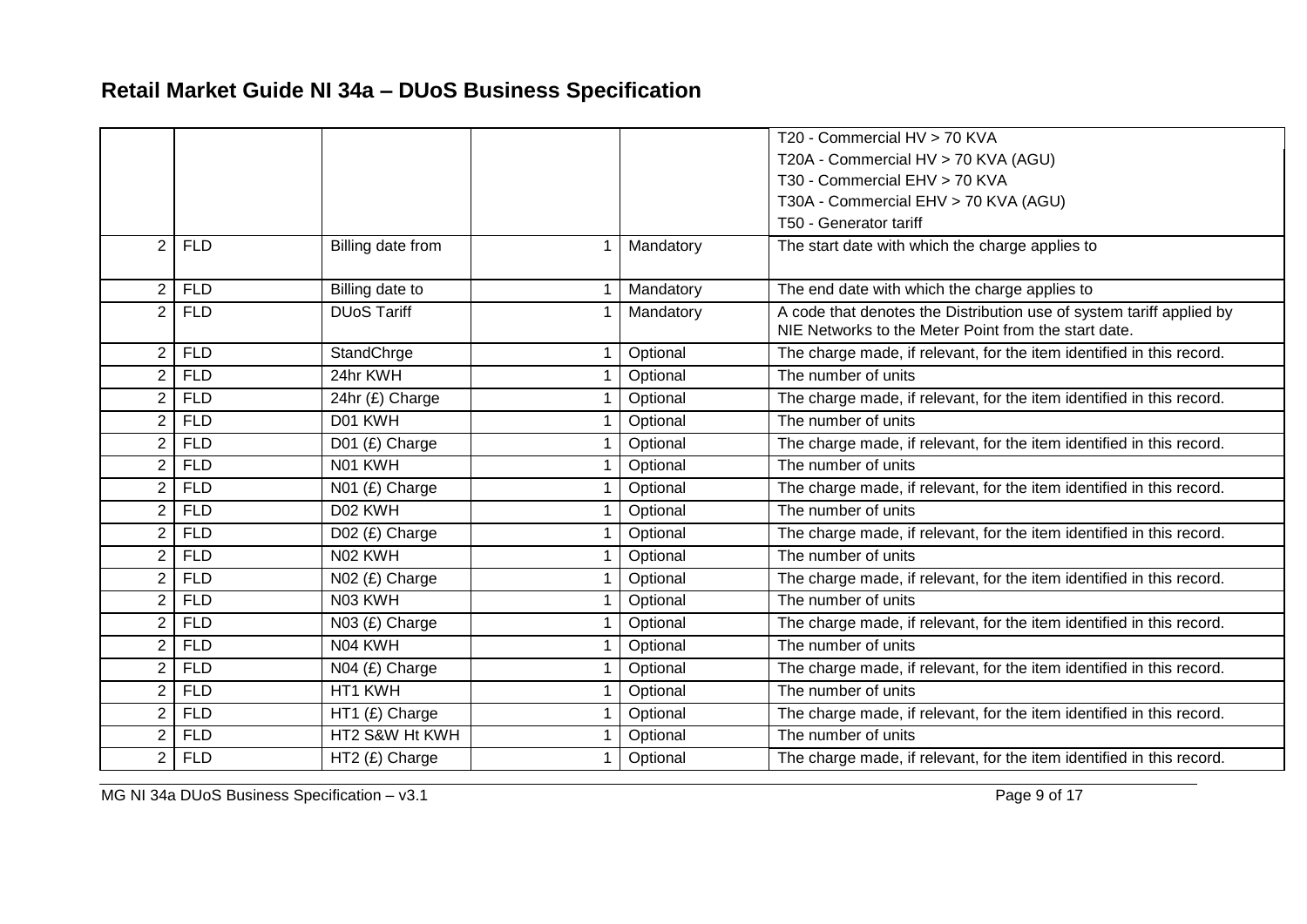# Retail Market Guide NI 34a – DUoS Business Specification

| | | | | | |
|---|---|---|---|---|---|
| | | | | | T20 - Commercial HV > 70 KVA<br>T20A - Commercial HV > 70 KVA (AGU)<br>T30 - Commercial EHV > 70 KVA<br>T30A - Commercial EHV > 70 KVA (AGU)<br>T50 - Generator tariff |
| 2 | FLD | Billing date from | 1 | Mandatory | The start date with which the charge applies to |
| 2 | FLD | Billing date to | 1 | Mandatory | The end date with which the charge applies to |
| 2 | FLD | DUoS Tariff | 1 | Mandatory | A code that denotes the Distribution use of system tariff applied by NIE Networks to the Meter Point from the start date. |
| 2 | FLD | StandChrge | 1 | Optional | The charge made, if relevant, for the item identified in this record. |
| 2 | FLD | 24hr KWH | 1 | Optional | The number of units |
| 2 | FLD | 24hr (£) Charge | 1 | Optional | The charge made, if relevant, for the item identified in this record. |
| 2 | FLD | D01 KWH | 1 | Optional | The number of units |
| 2 | FLD | D01 (£) Charge | 1 | Optional | The charge made, if relevant, for the item identified in this record. |
| 2 | FLD | N01 KWH | 1 | Optional | The number of units |
| 2 | FLD | N01 (£) Charge | 1 | Optional | The charge made, if relevant, for the item identified in this record. |
| 2 | FLD | D02 KWH | 1 | Optional | The number of units |
| 2 | FLD | D02 (£) Charge | 1 | Optional | The charge made, if relevant, for the item identified in this record. |
| 2 | FLD | N02 KWH | 1 | Optional | The number of units |
| 2 | FLD | N02 (£) Charge | 1 | Optional | The charge made, if relevant, for the item identified in this record. |
| 2 | FLD | N03 KWH | 1 | Optional | The number of units |
| 2 | FLD | N03 (£) Charge | 1 | Optional | The charge made, if relevant, for the item identified in this record. |
| 2 | FLD | N04 KWH | 1 | Optional | The number of units |
| 2 | FLD | N04 (£) Charge | 1 | Optional | The charge made, if relevant, for the item identified in this record. |
| 2 | FLD | HT1 KWH | 1 | Optional | The number of units |
| 2 | FLD | HT1 (£) Charge | 1 | Optional | The charge made, if relevant, for the item identified in this record. |
| 2 | FLD | HT2 S&W Ht KWH | 1 | Optional | The number of units |
| 2 | FLD | HT2 (£) Charge | 1 | Optional | The charge made, if relevant, for the item identified in this record. |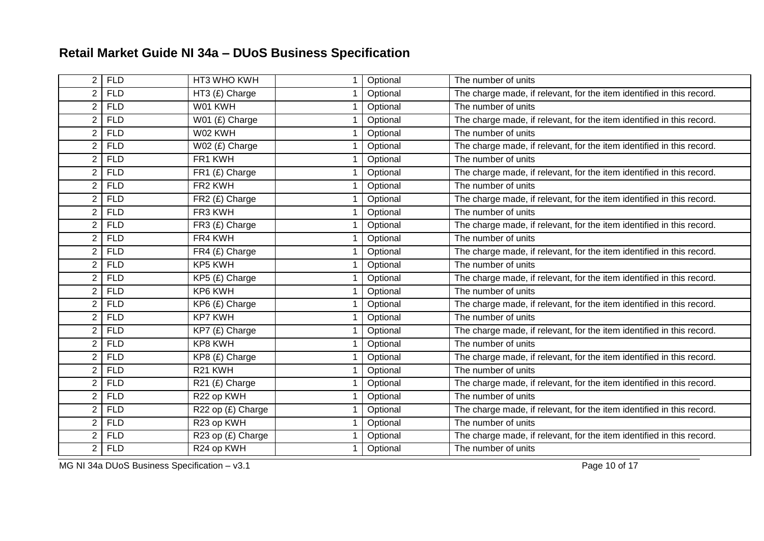| | | | | | |
|---|---|---|---|---|---|
| 2 | FLD | HT3 WHO KWH | 1 | Optional | The number of units |
| 2 | FLD | HT3 (£) Charge | 1 | Optional | The charge made, if relevant, for the item identified in this record. |
| 2 | FLD | W01 KWH | 1 | Optional | The number of units |
| 2 | FLD | W01 (£) Charge | 1 | Optional | The charge made, if relevant, for the item identified in this record. |
| 2 | FLD | W02 KWH | 1 | Optional | The number of units |
| 2 | FLD | W02 (£) Charge | 1 | Optional | The charge made, if relevant, for the item identified in this record. |
| 2 | FLD | FR1 KWH | 1 | Optional | The number of units |
| 2 | FLD | FR1 (£) Charge | 1 | Optional | The charge made, if relevant, for the item identified in this record. |
| 2 | FLD | FR2 KWH | 1 | Optional | The number of units |
| 2 | FLD | FR2 (£) Charge | 1 | Optional | The charge made, if relevant, for the item identified in this record. |
| 2 | FLD | FR3 KWH | 1 | Optional | The number of units |
| 2 | FLD | FR3 (£) Charge | 1 | Optional | The charge made, if relevant, for the item identified in this record. |
| 2 | FLD | FR4 KWH | 1 | Optional | The number of units |
| 2 | FLD | FR4 (£) Charge | 1 | Optional | The charge made, if relevant, for the item identified in this record. |
| 2 | FLD | KP5 KWH | 1 | Optional | The number of units |
| 2 | FLD | KP5 (£) Charge | 1 | Optional | The charge made, if relevant, for the item identified in this record. |
| 2 | FLD | KP6 KWH | 1 | Optional | The number of units |
| 2 | FLD | KP6 (£) Charge | 1 | Optional | The charge made, if relevant, for the item identified in this record. |
| 2 | FLD | KP7 KWH | 1 | Optional | The number of units |
| 2 | FLD | KP7 (£) Charge | 1 | Optional | The charge made, if relevant, for the item identified in this record. |
| 2 | FLD | KP8 KWH | 1 | Optional | The number of units |
| 2 | FLD | KP8 (£) Charge | 1 | Optional | The charge made, if relevant, for the item identified in this record. |
| 2 | FLD | R21 KWH | 1 | Optional | The number of units |
| 2 | FLD | R21 (£) Charge | 1 | Optional | The charge made, if relevant, for the item identified in this record. |
| 2 | FLD | R22 op KWH | 1 | Optional | The number of units |
| 2 | FLD | R22 op (£) Charge | 1 | Optional | The charge made, if relevant, for the item identified in this record. |
| 2 | FLD | R23 op KWH | 1 | Optional | The number of units |
| 2 | FLD | R23 op (£) Charge | 1 | Optional | The charge made, if relevant, for the item identified in this record. |
| 2 | FLD | R24 op KWH | 1 | Optional | The number of units |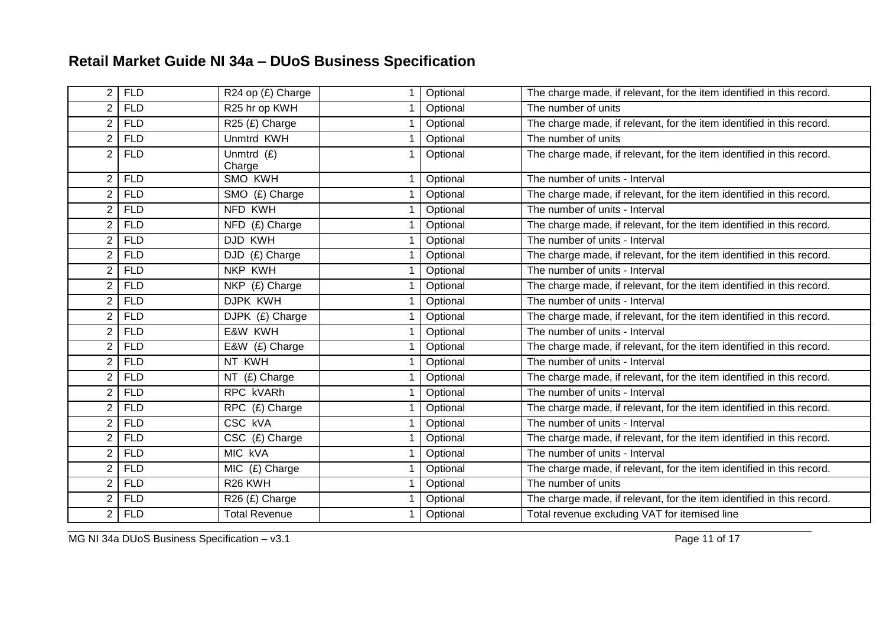| | | | | | |
|---|---|---|---|---|---|
| 2 | FLD | R24 op (£) Charge | 1 | Optional | The charge made, if relevant, for the item identified in this record. |
| 2 | FLD | R25 hr op KWH | 1 | Optional | The number of units |
| 2 | FLD | R25 (£) Charge | 1 | Optional | The charge made, if relevant, for the item identified in this record. |
| 2 | FLD | Unmtrd KWH | 1 | Optional | The number of units |
| 2 | FLD | Unmtrd (£) Charge | 1 | Optional | The charge made, if relevant, for the item identified in this record. |
| 2 | FLD | SMO KWH | 1 | Optional | The number of units - Interval |
| 2 | FLD | SMO (£) Charge | 1 | Optional | The charge made, if relevant, for the item identified in this record. |
| 2 | FLD | NFD KWH | 1 | Optional | The number of units - Interval |
| 2 | FLD | NFD (£) Charge | 1 | Optional | The charge made, if relevant, for the item identified in this record. |
| 2 | FLD | DJD KWH | 1 | Optional | The number of units - Interval |
| 2 | FLD | DJD (£) Charge | 1 | Optional | The charge made, if relevant, for the item identified in this record. |
| 2 | FLD | NKP KWH | 1 | Optional | The number of units - Interval |
| 2 | FLD | NKP (£) Charge | 1 | Optional | The charge made, if relevant, for the item identified in this record. |
| 2 | FLD | DJPK KWH | 1 | Optional | The number of units - Interval |
| 2 | FLD | DJPK (£) Charge | 1 | Optional | The charge made, if relevant, for the item identified in this record. |
| 2 | FLD | E&W KWH | 1 | Optional | The number of units - Interval |
| 2 | FLD | E&W (£) Charge | 1 | Optional | The charge made, if relevant, for the item identified in this record. |
| 2 | FLD | NT KWH | 1 | Optional | The number of units - Interval |
| 2 | FLD | NT (£) Charge | 1 | Optional | The charge made, if relevant, for the item identified in this record. |
| 2 | FLD | RPC kVARh | 1 | Optional | The number of units - Interval |
| 2 | FLD | RPC (£) Charge | 1 | Optional | The charge made, if relevant, for the item identified in this record. |
| 2 | FLD | CSC kVA | 1 | Optional | The number of units - Interval |
| 2 | FLD | CSC (£) Charge | 1 | Optional | The charge made, if relevant, for the item identified in this record. |
| 2 | FLD | MIC kVA | 1 | Optional | The number of units - Interval |
| 2 | FLD | MIC (£) Charge | 1 | Optional | The charge made, if relevant, for the item identified in this record. |
| 2 | FLD | R26 KWH | 1 | Optional | The number of units |
| 2 | FLD | R26 (£) Charge | 1 | Optional | The charge made, if relevant, for the item identified in this record. |
| 2 | FLD | Total Revenue | 1 | Optional | Total revenue excluding VAT for itemised line |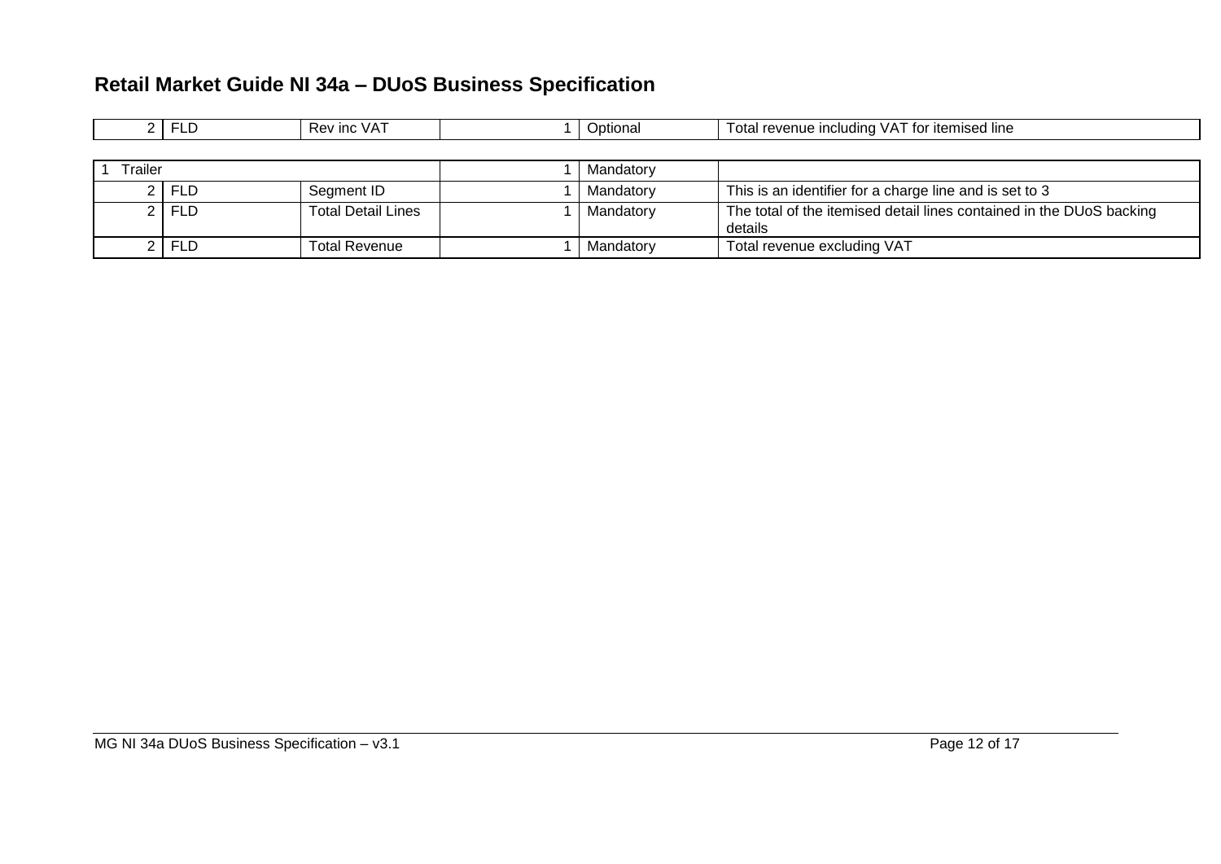| | | | | | |
|---|---|---|---|---|---|
| 2 | FLD | Rev inc VAT | 1 | Optional | Total revenue including VAT for itemised line |

| | | | | | |
|---|---|---|---|---|---|
| 1 Trailer | | | 1 | Mandatory | |
| 2 | FLD | Segment ID | 1 | Mandatory | This is an identifier for a charge line and is set to 3 |
| 2 | FLD | Total Detail Lines | 1 | Mandatory | The total of the itemised detail lines contained in the DUoS backing details |
| 2 | FLD | Total Revenue | 1 | Mandatory | Total revenue excluding VAT |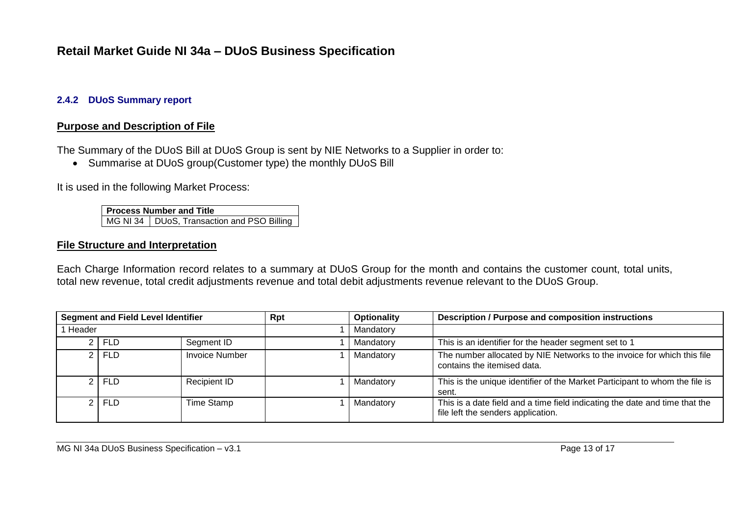# Retail Market Guide NI 34a – DUoS Business Specification

### 2.4.2 DUoS Summary report

**Purpose and Description of File**

The Summary of the DUoS Bill at DUoS Group is sent by NIE Networks to a Supplier in order to:

- Summarise at DUoS group(Customer type) the monthly DUoS Bill

It is used in the following Market Process:

| Process Number and Title | |
|---|---|
| MG NI 34 | DUoS, Transaction and PSO Billing |

**File Structure and Interpretation**

Each Charge Information record relates to a summary at DUoS Group for the month and contains the customer count, total units, total new revenue, total credit adjustments revenue and total debit adjustments revenue relevant to the DUoS Group.

| Segment and Field Level Identifier | | | Rpt | Optionality | Description / Purpose and composition instructions |
|---|---|---|---|---|---|
| 1 Header | | | 1 | Mandatory | |
| 2 | FLD | Segment ID | 1 | Mandatory | This is an identifier for the header segment set to 1 |
| 2 | FLD | Invoice Number | 1 | Mandatory | The number allocated by NIE Networks to the invoice for which this file contains the itemised data. |
| 2 | FLD | Recipient ID | 1 | Mandatory | This is the unique identifier of the Market Participant to whom the file is sent. |
| 2 | FLD | Time Stamp | 1 | Mandatory | This is a date field and a time field indicating the date and time that the file left the senders application. |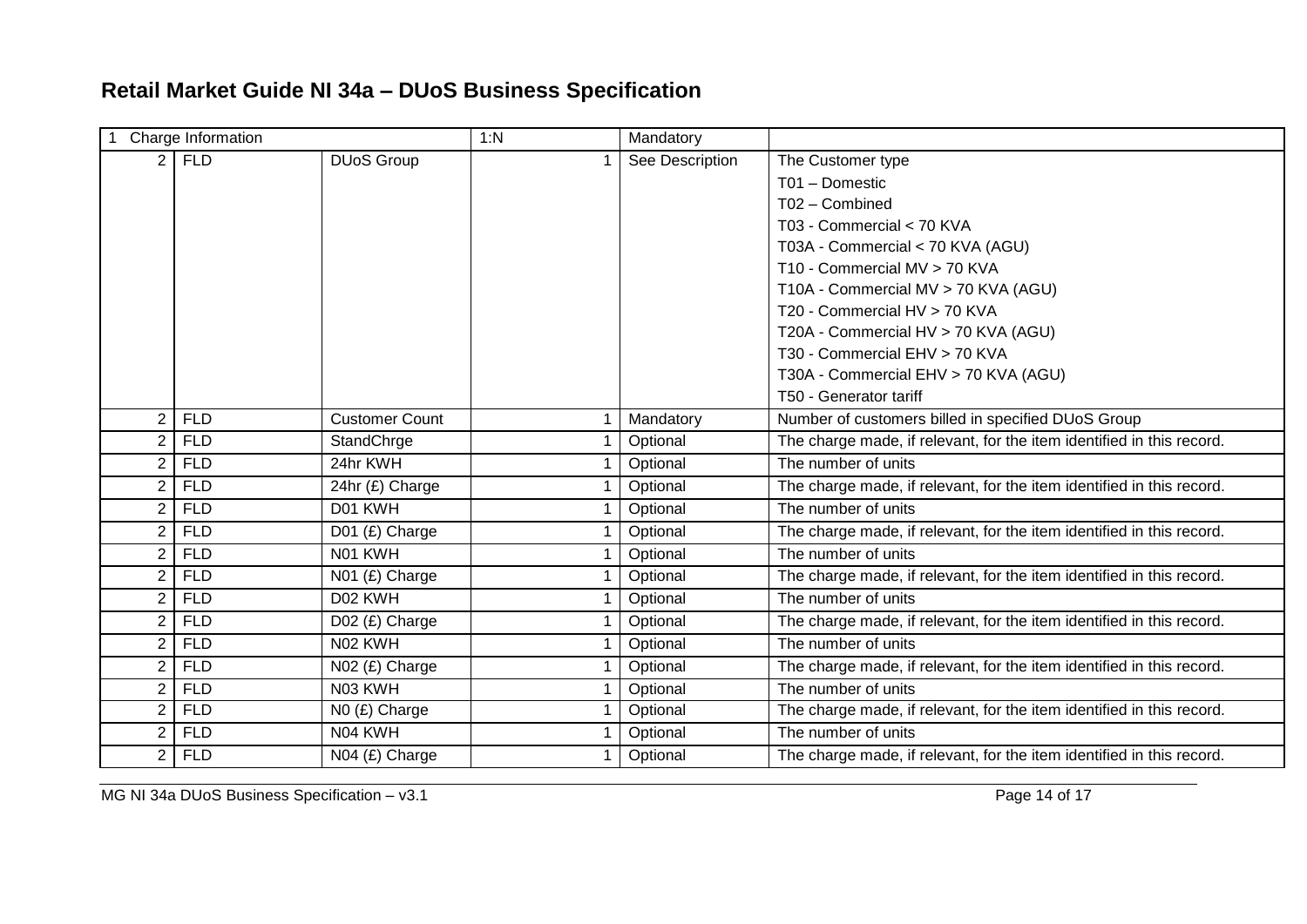# Retail Market Guide NI 34a – DUoS Business Specification

| 1 | Charge Information | | 1:N | Mandatory | |
|---|---|---|---|---|---|
| 2 | FLD | DUoS Group | 1 | See Description | The Customer type<br>T01 – Domestic<br>T02 – Combined<br>T03 - Commercial < 70 KVA<br>T03A - Commercial < 70 KVA (AGU)<br>T10 - Commercial MV > 70 KVA<br>T10A - Commercial MV > 70 KVA (AGU)<br>T20 - Commercial HV > 70 KVA<br>T20A - Commercial HV > 70 KVA (AGU)<br>T30 - Commercial EHV > 70 KVA<br>T30A - Commercial EHV > 70 KVA (AGU)<br>T50 - Generator tariff |
| 2 | FLD | Customer Count | 1 | Mandatory | Number of customers billed in specified DUoS Group |
| 2 | FLD | StandChrge | 1 | Optional | The charge made, if relevant, for the item identified in this record. |
| 2 | FLD | 24hr KWH | 1 | Optional | The number of units |
| 2 | FLD | 24hr (£) Charge | 1 | Optional | The charge made, if relevant, for the item identified in this record. |
| 2 | FLD | D01 KWH | 1 | Optional | The number of units |
| 2 | FLD | D01 (£) Charge | 1 | Optional | The charge made, if relevant, for the item identified in this record. |
| 2 | FLD | N01 KWH | 1 | Optional | The number of units |
| 2 | FLD | N01 (£) Charge | 1 | Optional | The charge made, if relevant, for the item identified in this record. |
| 2 | FLD | D02 KWH | 1 | Optional | The number of units |
| 2 | FLD | D02 (£) Charge | 1 | Optional | The charge made, if relevant, for the item identified in this record. |
| 2 | FLD | N02 KWH | 1 | Optional | The number of units |
| 2 | FLD | N02 (£) Charge | 1 | Optional | The charge made, if relevant, for the item identified in this record. |
| 2 | FLD | N03 KWH | 1 | Optional | The number of units |
| 2 | FLD | N0 (£) Charge | 1 | Optional | The charge made, if relevant, for the item identified in this record. |
| 2 | FLD | N04 KWH | 1 | Optional | The number of units |
| 2 | FLD | N04 (£) Charge | 1 | Optional | The charge made, if relevant, for the item identified in this record. |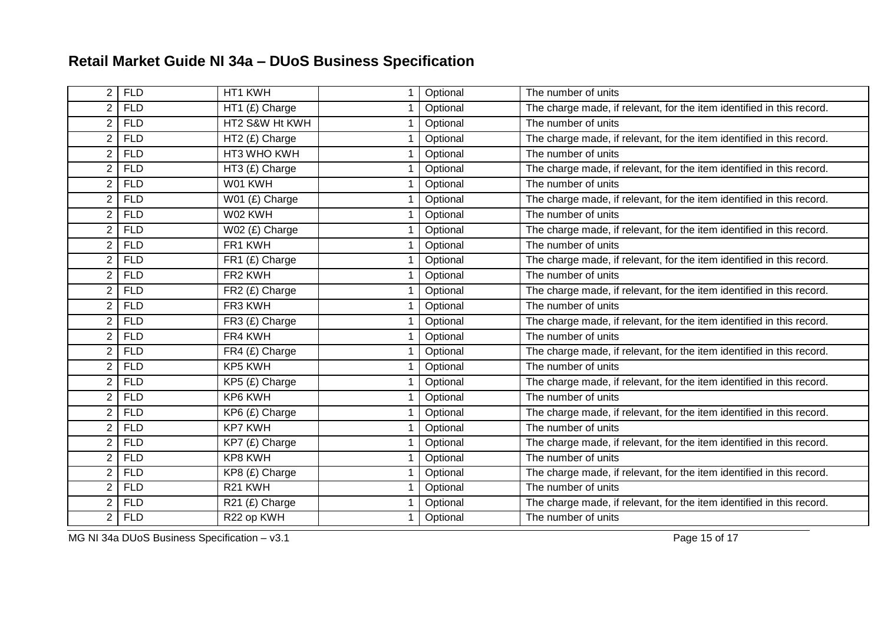## Retail Market Guide NI 34a – DUoS Business Specification

| | | | | | |
|---|---|---|---|---|---|
| 2 | FLD | HT1 KWH | 1 | Optional | The number of units |
| 2 | FLD | HT1 (£) Charge | 1 | Optional | The charge made, if relevant, for the item identified in this record. |
| 2 | FLD | HT2 S&W Ht KWH | 1 | Optional | The number of units |
| 2 | FLD | HT2 (£) Charge | 1 | Optional | The charge made, if relevant, for the item identified in this record. |
| 2 | FLD | HT3 WHO KWH | 1 | Optional | The number of units |
| 2 | FLD | HT3 (£) Charge | 1 | Optional | The charge made, if relevant, for the item identified in this record. |
| 2 | FLD | W01 KWH | 1 | Optional | The number of units |
| 2 | FLD | W01 (£) Charge | 1 | Optional | The charge made, if relevant, for the item identified in this record. |
| 2 | FLD | W02 KWH | 1 | Optional | The number of units |
| 2 | FLD | W02 (£) Charge | 1 | Optional | The charge made, if relevant, for the item identified in this record. |
| 2 | FLD | FR1 KWH | 1 | Optional | The number of units |
| 2 | FLD | FR1 (£) Charge | 1 | Optional | The charge made, if relevant, for the item identified in this record. |
| 2 | FLD | FR2 KWH | 1 | Optional | The number of units |
| 2 | FLD | FR2 (£) Charge | 1 | Optional | The charge made, if relevant, for the item identified in this record. |
| 2 | FLD | FR3 KWH | 1 | Optional | The number of units |
| 2 | FLD | FR3 (£) Charge | 1 | Optional | The charge made, if relevant, for the item identified in this record. |
| 2 | FLD | FR4 KWH | 1 | Optional | The number of units |
| 2 | FLD | FR4 (£) Charge | 1 | Optional | The charge made, if relevant, for the item identified in this record. |
| 2 | FLD | KP5 KWH | 1 | Optional | The number of units |
| 2 | FLD | KP5 (£) Charge | 1 | Optional | The charge made, if relevant, for the item identified in this record. |
| 2 | FLD | KP6 KWH | 1 | Optional | The number of units |
| 2 | FLD | KP6 (£) Charge | 1 | Optional | The charge made, if relevant, for the item identified in this record. |
| 2 | FLD | KP7 KWH | 1 | Optional | The number of units |
| 2 | FLD | KP7 (£) Charge | 1 | Optional | The charge made, if relevant, for the item identified in this record. |
| 2 | FLD | KP8 KWH | 1 | Optional | The number of units |
| 2 | FLD | KP8 (£) Charge | 1 | Optional | The charge made, if relevant, for the item identified in this record. |
| 2 | FLD | R21 KWH | 1 | Optional | The number of units |
| 2 | FLD | R21 (£) Charge | 1 | Optional | The charge made, if relevant, for the item identified in this record. |
| 2 | FLD | R22 op KWH | 1 | Optional | The number of units |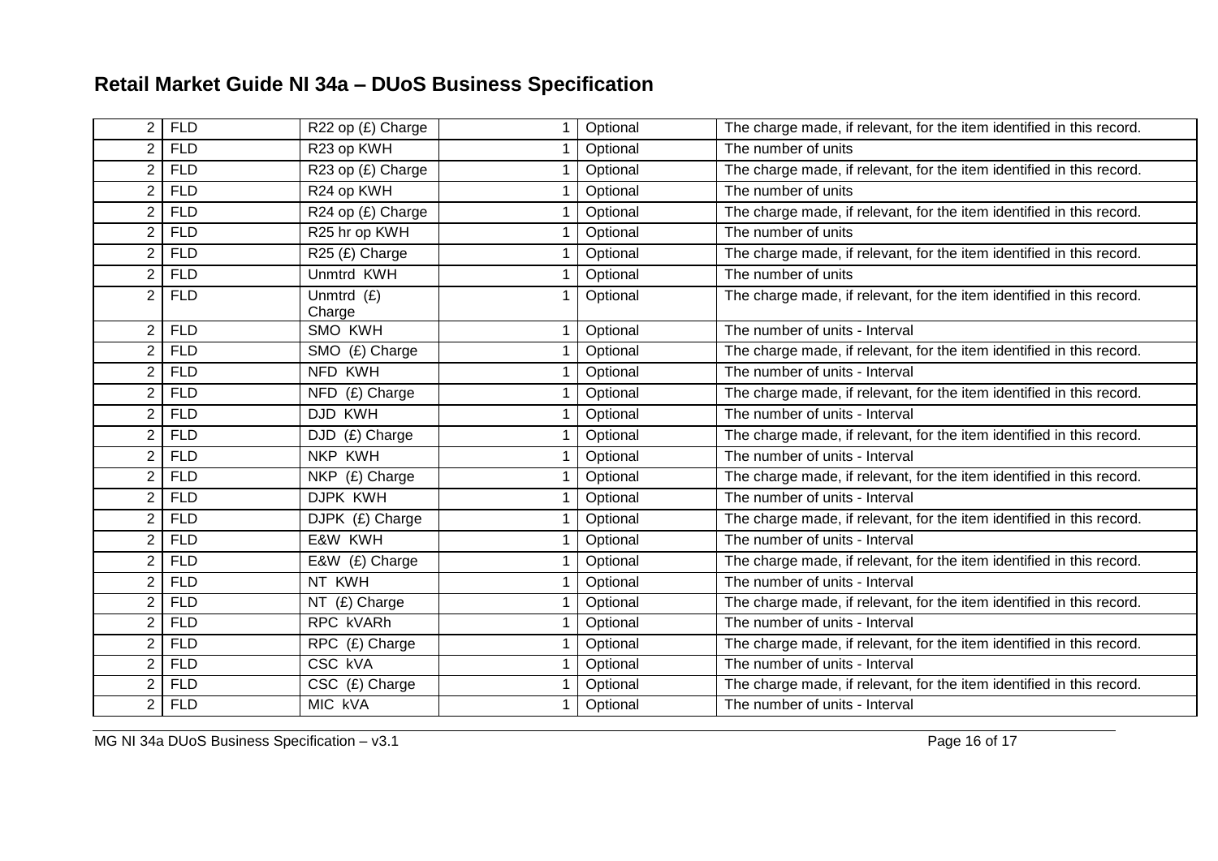# Retail Market Guide NI 34a – DUoS Business Specification

| | | | | | |
|---|---|---|---|---|---|
| 2 | FLD | R22 op (£) Charge | 1 | Optional | The charge made, if relevant, for the item identified in this record. |
| 2 | FLD | R23 op KWH | 1 | Optional | The number of units |
| 2 | FLD | R23 op (£) Charge | 1 | Optional | The charge made, if relevant, for the item identified in this record. |
| 2 | FLD | R24 op KWH | 1 | Optional | The number of units |
| 2 | FLD | R24 op (£) Charge | 1 | Optional | The charge made, if relevant, for the item identified in this record. |
| 2 | FLD | R25 hr op KWH | 1 | Optional | The number of units |
| 2 | FLD | R25 (£) Charge | 1 | Optional | The charge made, if relevant, for the item identified in this record. |
| 2 | FLD | Unmtrd KWH | 1 | Optional | The number of units |
| 2 | FLD | Unmtrd (£) Charge | 1 | Optional | The charge made, if relevant, for the item identified in this record. |
| 2 | FLD | SMO KWH | 1 | Optional | The number of units - Interval |
| 2 | FLD | SMO (£) Charge | 1 | Optional | The charge made, if relevant, for the item identified in this record. |
| 2 | FLD | NFD KWH | 1 | Optional | The number of units - Interval |
| 2 | FLD | NFD (£) Charge | 1 | Optional | The charge made, if relevant, for the item identified in this record. |
| 2 | FLD | DJD KWH | 1 | Optional | The number of units - Interval |
| 2 | FLD | DJD (£) Charge | 1 | Optional | The charge made, if relevant, for the item identified in this record. |
| 2 | FLD | NKP KWH | 1 | Optional | The number of units - Interval |
| 2 | FLD | NKP (£) Charge | 1 | Optional | The charge made, if relevant, for the item identified in this record. |
| 2 | FLD | DJPK KWH | 1 | Optional | The number of units - Interval |
| 2 | FLD | DJPK (£) Charge | 1 | Optional | The charge made, if relevant, for the item identified in this record. |
| 2 | FLD | E&W KWH | 1 | Optional | The number of units - Interval |
| 2 | FLD | E&W (£) Charge | 1 | Optional | The charge made, if relevant, for the item identified in this record. |
| 2 | FLD | NT KWH | 1 | Optional | The number of units - Interval |
| 2 | FLD | NT (£) Charge | 1 | Optional | The charge made, if relevant, for the item identified in this record. |
| 2 | FLD | RPC kVARh | 1 | Optional | The number of units - Interval |
| 2 | FLD | RPC (£) Charge | 1 | Optional | The charge made, if relevant, for the item identified in this record. |
| 2 | FLD | CSC kVA | 1 | Optional | The number of units - Interval |
| 2 | FLD | CSC (£) Charge | 1 | Optional | The charge made, if relevant, for the item identified in this record. |
| 2 | FLD | MIC kVA | 1 | Optional | The number of units - Interval |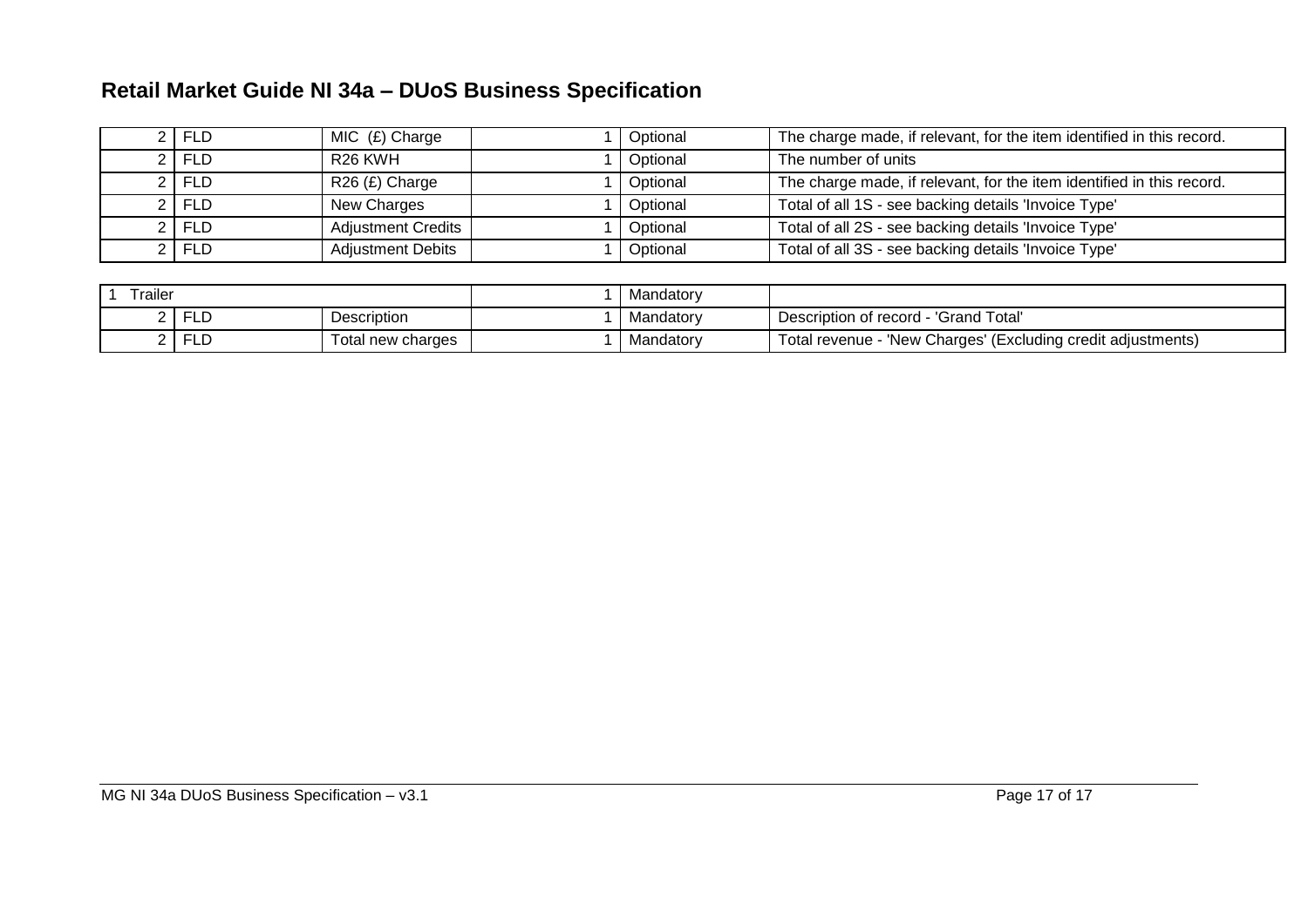| | | | | | |
|---|---|---|---|---|---|
| 2 | FLD | MIC (£) Charge | 1 | Optional | The charge made, if relevant, for the item identified in this record. |
| 2 | FLD | R26 KWH | 1 | Optional | The number of units |
| 2 | FLD | R26 (£) Charge | 1 | Optional | The charge made, if relevant, for the item identified in this record. |
| 2 | FLD | New Charges | 1 | Optional | Total of all 1S - see backing details 'Invoice Type' |
| 2 | FLD | Adjustment Credits | 1 | Optional | Total of all 2S - see backing details 'Invoice Type' |
| 2 | FLD | Adjustment Debits | 1 | Optional | Total of all 3S - see backing details 'Invoice Type' |

| | | | | | |
|---|---|---|---|---|---|
| 1 Trailer | | | 1 | Mandatory | |
| 2 | FLD | Description | 1 | Mandatory | Description of record - 'Grand Total' |
| 2 | FLD | Total new charges | 1 | Mandatory | Total revenue - 'New Charges' (Excluding credit adjustments) |